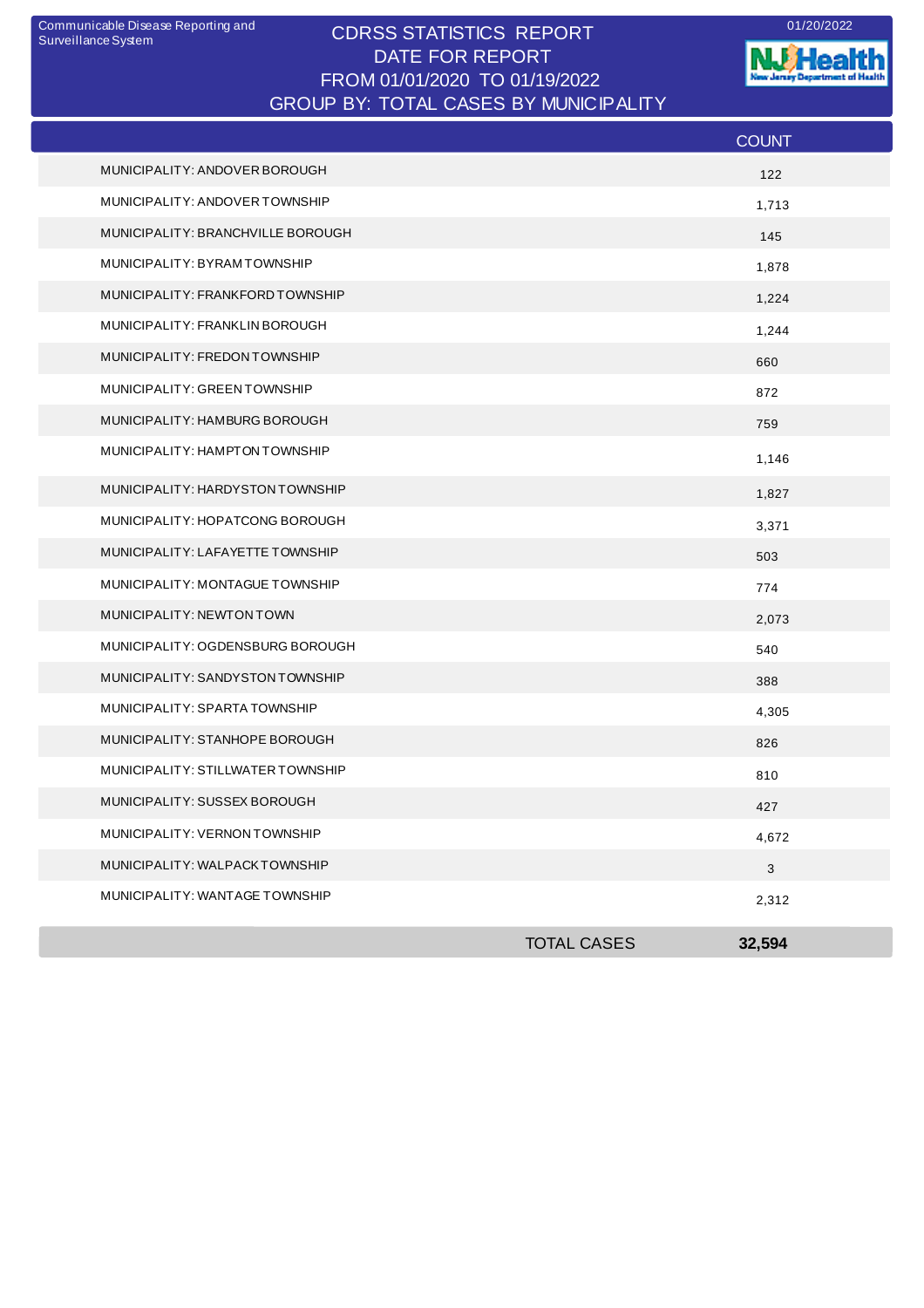Communicable Disease Reporting and Surveillance System

01/20/2022

# CDRSS STATISTICS REPORT
## DATE FOR REPORT
## FROM 01/01/2020 TO 01/19/2022
## GROUP BY: TOTAL CASES BY MUNICIPALITY

| | COUNT |
|---|---|
| MUNICIPALITY: ANDOVER BOROUGH | 122 |
| MUNICIPALITY: ANDOVER TOWNSHIP | 1,713 |
| MUNICIPALITY: BRANCHVILLE BOROUGH | 145 |
| MUNICIPALITY: BYRAM TOWNSHIP | 1,878 |
| MUNICIPALITY: FRANKFORD TOWNSHIP | 1,224 |
| MUNICIPALITY: FRANKLIN BOROUGH | 1,244 |
| MUNICIPALITY: FREDON TOWNSHIP | 660 |
| MUNICIPALITY: GREEN TOWNSHIP | 872 |
| MUNICIPALITY: HAMBURG BOROUGH | 759 |
| MUNICIPALITY: HAMPTON TOWNSHIP | 1,146 |
| MUNICIPALITY: HARDYSTON TOWNSHIP | 1,827 |
| MUNICIPALITY: HOPATCONG BOROUGH | 3,371 |
| MUNICIPALITY: LAFAYETTE TOWNSHIP | 503 |
| MUNICIPALITY: MONTAGUE TOWNSHIP | 774 |
| MUNICIPALITY: NEWTON TOWN | 2,073 |
| MUNICIPALITY: OGDENSBURG BOROUGH | 540 |
| MUNICIPALITY: SANDYSTON TOWNSHIP | 388 |
| MUNICIPALITY: SPARTA TOWNSHIP | 4,305 |
| MUNICIPALITY: STANHOPE BOROUGH | 826 |
| MUNICIPALITY: STILLWATER TOWNSHIP | 810 |
| MUNICIPALITY: SUSSEX BOROUGH | 427 |
| MUNICIPALITY: VERNON TOWNSHIP | 4,672 |
| MUNICIPALITY: WALPACK TOWNSHIP | 3 |
| MUNICIPALITY: WANTAGE TOWNSHIP | 2,312 |
| TOTAL CASES | **32,594** |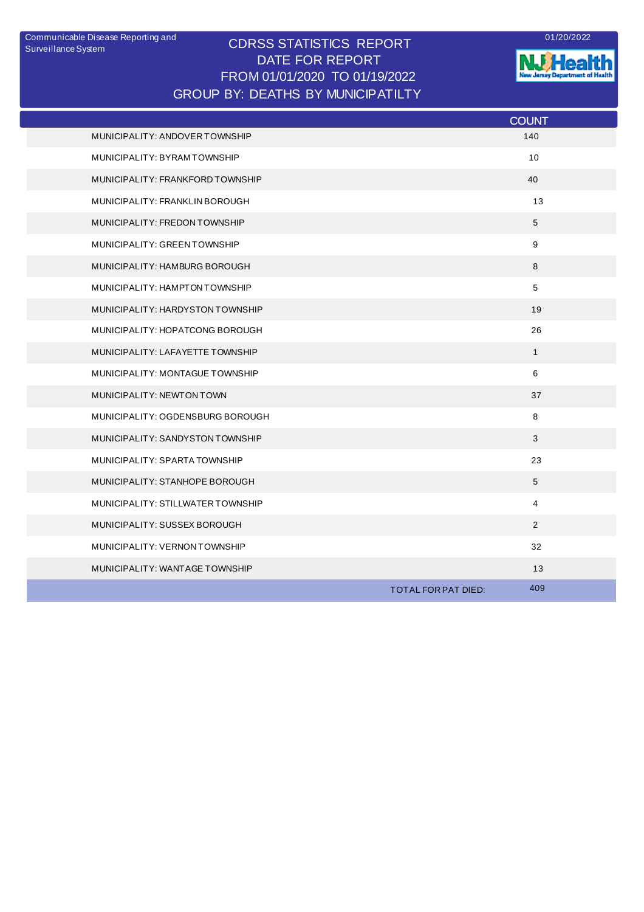Communicable Disease Reporting and Surveillance System

01/20/2022

# CDRSS STATISTICS REPORT
## DATE FOR REPORT
## FROM 01/01/2020 TO 01/19/2022
## GROUP BY: DEATHS BY MUNICIPATILTY

| | COUNT |
|---|---|
| MUNICIPALITY: ANDOVER TOWNSHIP | 140 |
| MUNICIPALITY: BYRAM TOWNSHIP | 10 |
| MUNICIPALITY: FRANKFORD TOWNSHIP | 40 |
| MUNICIPALITY: FRANKLIN BOROUGH | 13 |
| MUNICIPALITY: FREDON TOWNSHIP | 5 |
| MUNICIPALITY: GREEN TOWNSHIP | 9 |
| MUNICIPALITY: HAMBURG BOROUGH | 8 |
| MUNICIPALITY: HAMPTON TOWNSHIP | 5 |
| MUNICIPALITY: HARDYSTON TOWNSHIP | 19 |
| MUNICIPALITY: HOPATCONG BOROUGH | 26 |
| MUNICIPALITY: LAFAYETTE TOWNSHIP | 1 |
| MUNICIPALITY: MONTAGUE TOWNSHIP | 6 |
| MUNICIPALITY: NEWTON TOWN | 37 |
| MUNICIPALITY: OGDENSBURG BOROUGH | 8 |
| MUNICIPALITY: SANDYSTON TOWNSHIP | 3 |
| MUNICIPALITY: SPARTA TOWNSHIP | 23 |
| MUNICIPALITY: STANHOPE BOROUGH | 5 |
| MUNICIPALITY: STILLWATER TOWNSHIP | 4 |
| MUNICIPALITY: SUSSEX BOROUGH | 2 |
| MUNICIPALITY: VERNON TOWNSHIP | 32 |
| MUNICIPALITY: WANTAGE TOWNSHIP | 13 |
| TOTAL FOR PAT DIED: | 409 |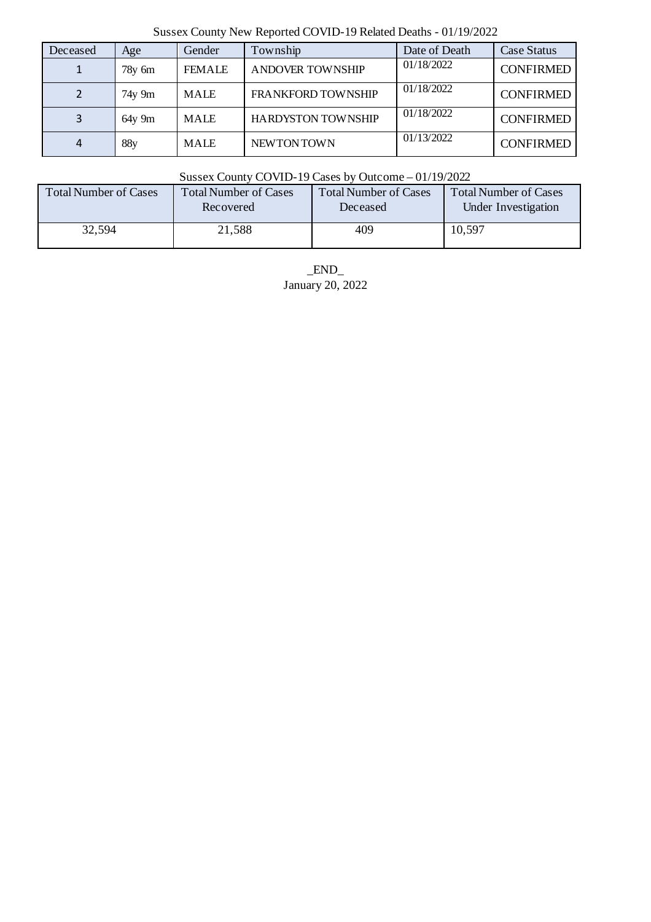Sussex County New Reported COVID-19 Related Deaths - 01/19/2022

| Deceased | Age | Gender | Township | Date of Death | Case Status |
|---|---|---|---|---|---|
| 1 | 78y 6m | FEMALE | ANDOVER TOWNSHIP | 01/18/2022 | CONFIRMED |
| 2 | 74y 9m | MALE | FRANKFORD TOWNSHIP | 01/18/2022 | CONFIRMED |
| 3 | 64y 9m | MALE | HARDYSTON TOWNSHIP | 01/18/2022 | CONFIRMED |
| 4 | 88y | MALE | NEWTON TOWN | 01/13/2022 | CONFIRMED |

Sussex County COVID-19 Cases by Outcome – 01/19/2022

| Total Number of Cases | Total Number of Cases Recovered | Total Number of Cases Deceased | Total Number of Cases Under Investigation |
|---|---|---|---|
| 32,594 | 21,588 | 409 | 10,597 |

_END_

January 20, 2022